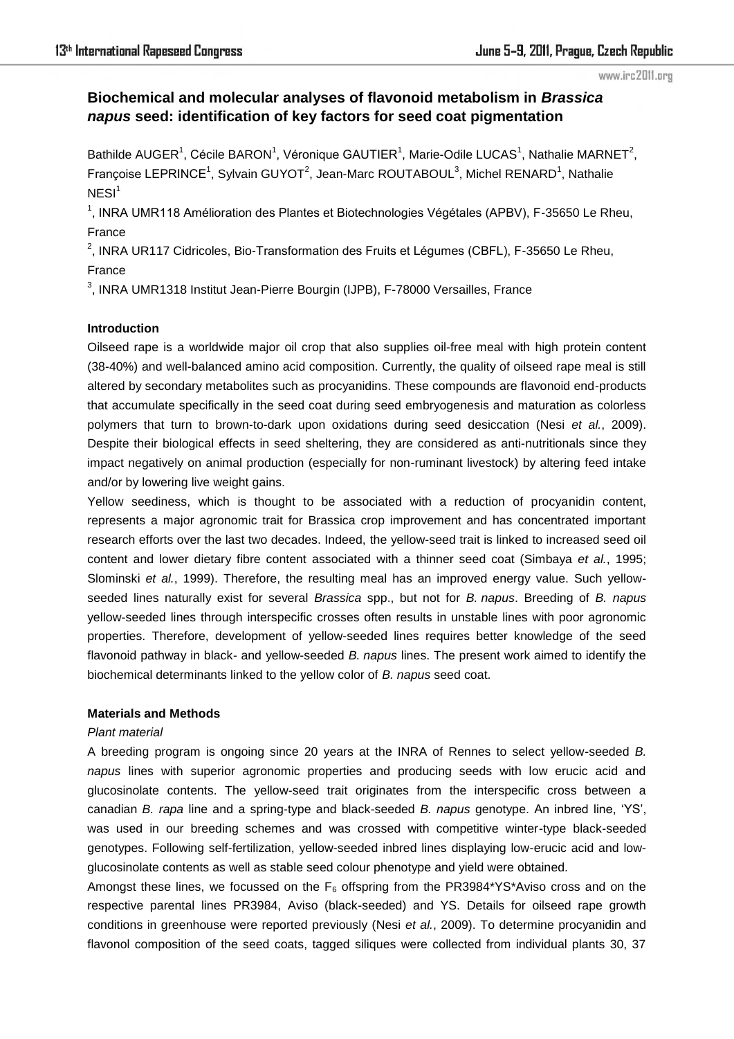# Biochemical and molecular analyses of flavonoid metabolism in *Brassica napus* seed: identification of key factors for seed coat pigmentation

Bathilde AUGER[1], Cécile BARON[1], Véronique GAUTIER[1], Marie-Odile LUCAS[1], Nathalie MARNET[2], Françoise LEPRINCE[1], Sylvain GUYOT[2], Jean-Marc ROUTABOUL[3], Michel RENARD[1], Nathalie NESI[1]

[1], INRA UMR118 Amélioration des Plantes et Biotechnologies Végétales (APBV), F-35650 Le Rheu, France

[2], INRA UR117 Cidricoles, Bio-Transformation des Fruits et Légumes (CBFL), F-35650 Le Rheu, France

[3], INRA UMR1318 Institut Jean-Pierre Bourgin (IJPB), F-78000 Versailles, France

## Introduction

Oilseed rape is a worldwide major oil crop that also supplies oil-free meal with high protein content (38-40%) and well-balanced amino acid composition. Currently, the quality of oilseed rape meal is still altered by secondary metabolites such as procyanidins. These compounds are flavonoid end-products that accumulate specifically in the seed coat during seed embryogenesis and maturation as colorless polymers that turn to brown-to-dark upon oxidations during seed desiccation (Nesi *et al.*, 2009). Despite their biological effects in seed sheltering, they are considered as anti-nutritionals since they impact negatively on animal production (especially for non-ruminant livestock) by altering feed intake and/or by lowering live weight gains.

Yellow seediness, which is thought to be associated with a reduction of procyanidin content, represents a major agronomic trait for Brassica crop improvement and has concentrated important research efforts over the last two decades. Indeed, the yellow-seed trait is linked to increased seed oil content and lower dietary fibre content associated with a thinner seed coat (Simbaya *et al.*, 1995; Slominski *et al.*, 1999). Therefore, the resulting meal has an improved energy value. Such yellow-seeded lines naturally exist for several *Brassica* spp., but not for *B. napus*. Breeding of *B. napus* yellow-seeded lines through interspecific crosses often results in unstable lines with poor agronomic properties. Therefore, development of yellow-seeded lines requires better knowledge of the seed flavonoid pathway in black- and yellow-seeded *B. napus* lines. The present work aimed to identify the biochemical determinants linked to the yellow color of *B. napus* seed coat.

## Materials and Methods

### *Plant material*

A breeding program is ongoing since 20 years at the INRA of Rennes to select yellow-seeded *B. napus* lines with superior agronomic properties and producing seeds with low erucic acid and glucosinolate contents. The yellow-seed trait originates from the interspecific cross between a canadian *B. rapa* line and a spring-type and black-seeded *B. napus* genotype. An inbred line, 'YS', was used in our breeding schemes and was crossed with competitive winter-type black-seeded genotypes. Following self-fertilization, yellow-seeded inbred lines displaying low-erucic acid and low-glucosinolate contents as well as stable seed colour phenotype and yield were obtained.

Amongst these lines, we focussed on the $F_6$ offspring from the PR3984*YS*Aviso cross and on the respective parental lines PR3984, Aviso (black-seeded) and YS. Details for oilseed rape growth conditions in greenhouse were reported previously (Nesi *et al.*, 2009). To determine procyanidin and flavonol composition of the seed coats, tagged siliques were collected from individual plants 30, 37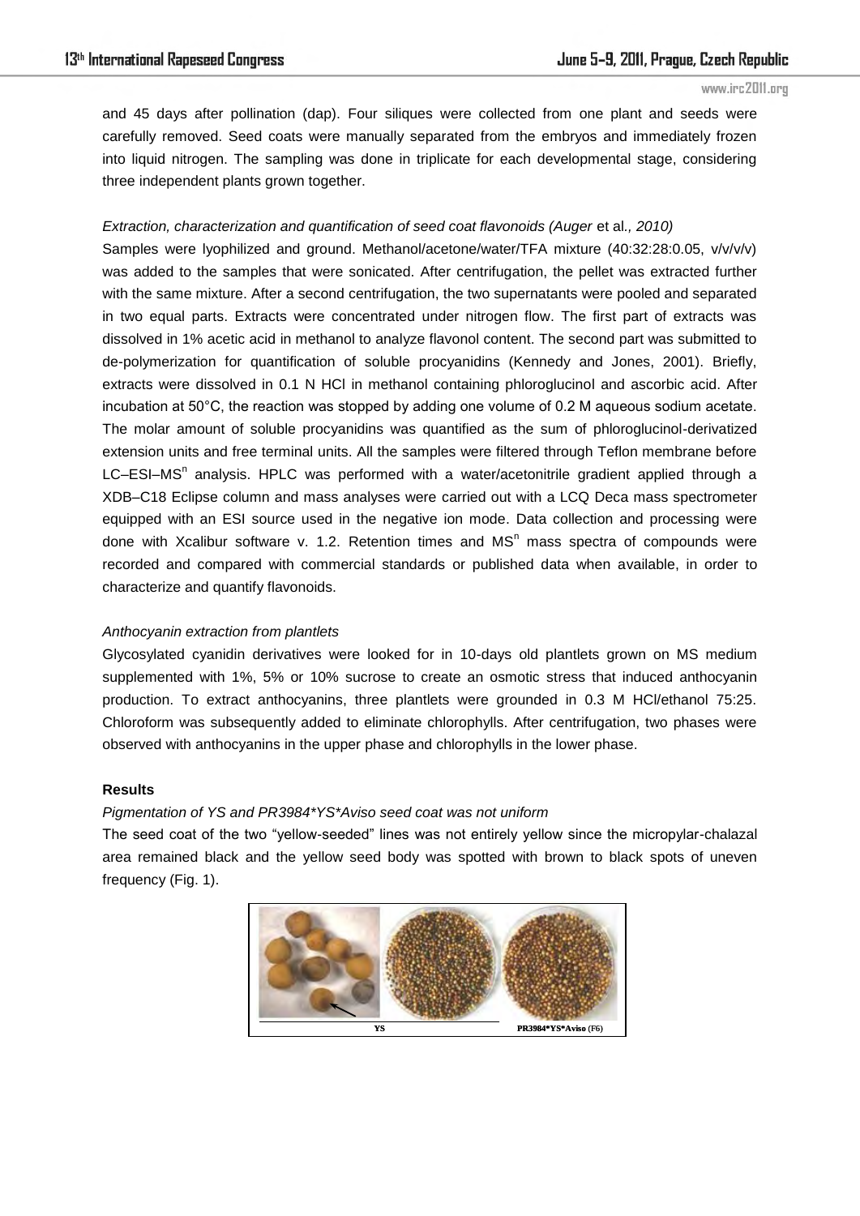and 45 days after pollination (dap). Four siliques were collected from one plant and seeds were carefully removed. Seed coats were manually separated from the embryos and immediately frozen into liquid nitrogen. The sampling was done in triplicate for each developmental stage, considering three independent plants grown together.

*Extraction, characterization and quantification of seed coat flavonoids (Auger* et al*., 2010)*

Samples were lyophilized and ground. Methanol/acetone/water/TFA mixture (40:32:28:0.05, v/v/v/v) was added to the samples that were sonicated. After centrifugation, the pellet was extracted further with the same mixture. After a second centrifugation, the two supernatants were pooled and separated in two equal parts. Extracts were concentrated under nitrogen flow. The first part of extracts was dissolved in 1% acetic acid in methanol to analyze flavonol content. The second part was submitted to de-polymerization for quantification of soluble procyanidins (Kennedy and Jones, 2001). Briefly, extracts were dissolved in 0.1 N HCl in methanol containing phloroglucinol and ascorbic acid. After incubation at 50°C, the reaction was stopped by adding one volume of 0.2 M aqueous sodium acetate. The molar amount of soluble procyanidins was quantified as the sum of phloroglucinol-derivatized extension units and free terminal units. All the samples were filtered through Teflon membrane before LC–ESI–$MS^n$ analysis. HPLC was performed with a water/acetonitrile gradient applied through a XDB–C18 Eclipse column and mass analyses were carried out with a LCQ Deca mass spectrometer equipped with an ESI source used in the negative ion mode. Data collection and processing were done with Xcalibur software v. 1.2. Retention times and $MS^n$ mass spectra of compounds were recorded and compared with commercial standards or published data when available, in order to characterize and quantify flavonoids.

*Anthocyanin extraction from plantlets*

Glycosylated cyanidin derivatives were looked for in 10-days old plantlets grown on MS medium supplemented with 1%, 5% or 10% sucrose to create an osmotic stress that induced anthocyanin production. To extract anthocyanins, three plantlets were grounded in 0.3 M HCl/ethanol 75:25. Chloroform was subsequently added to eliminate chlorophylls. After centrifugation, two phases were observed with anthocyanins in the upper phase and chlorophylls in the lower phase.

**Results**

*Pigmentation of YS and PR3984*YS*Aviso seed coat was not uniform*

The seed coat of the two "yellow-seeded" lines was not entirely yellow since the micropylar-chalazal area remained black and the yellow seed body was spotted with brown to black spots of uneven frequency (Fig. 1).

YS PR3984*YS*Aviso (F6)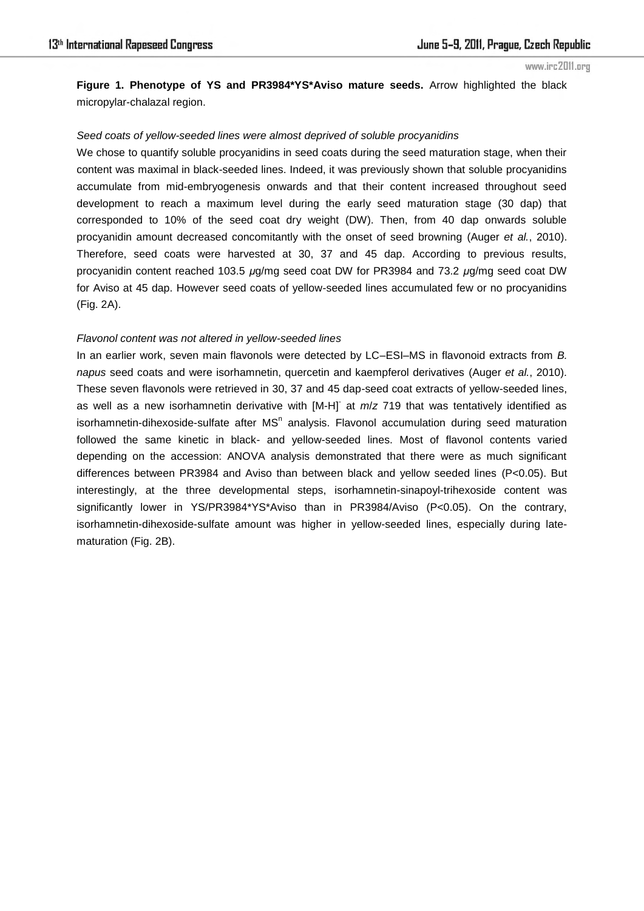**Figure 1. Phenotype of YS and PR3984*YS*Aviso mature seeds.** Arrow highlighted the black micropylar-chalazal region.

*Seed coats of yellow-seeded lines were almost deprived of soluble procyanidins*

We chose to quantify soluble procyanidins in seed coats during the seed maturation stage, when their content was maximal in black-seeded lines. Indeed, it was previously shown that soluble procyanidins accumulate from mid-embryogenesis onwards and that their content increased throughout seed development to reach a maximum level during the early seed maturation stage (30 dap) that corresponded to 10% of the seed coat dry weight (DW). Then, from 40 dap onwards soluble procyanidin amount decreased concomitantly with the onset of seed browning (Auger *et al.*, 2010). Therefore, seed coats were harvested at 30, 37 and 45 dap. According to previous results, procyanidin content reached 103.5 $\mu$g/mg seed coat DW for PR3984 and 73.2 $\mu$g/mg seed coat DW for Aviso at 45 dap. However seed coats of yellow-seeded lines accumulated few or no procyanidins (Fig. 2A).

*Flavonol content was not altered in yellow-seeded lines*

In an earlier work, seven main flavonols were detected by LC–ESI–MS in flavonoid extracts from *B. napus* seed coats and were isorhamnetin, quercetin and kaempferol derivatives (Auger *et al.*, 2010). These seven flavonols were retrieved in 30, 37 and 45 dap-seed coat extracts of yellow-seeded lines, as well as a new isorhamnetin derivative with $[M-H]^-$ at *m*/*z* 719 that was tentatively identified as isorhamnetin-dihexoside-sulfate after $MS^n$ analysis. Flavonol accumulation during seed maturation followed the same kinetic in black- and yellow-seeded lines. Most of flavonol contents varied depending on the accession: ANOVA analysis demonstrated that there were as much significant differences between PR3984 and Aviso than between black and yellow seeded lines ($P<0.05$). But interestingly, at the three developmental steps, isorhamnetin-sinapoyl-trihexoside content was significantly lower in YS/PR3984*YS*Aviso than in PR3984/Aviso ($P<0.05$). On the contrary, isorhamnetin-dihexoside-sulfate amount was higher in yellow-seeded lines, especially during late-maturation (Fig. 2B).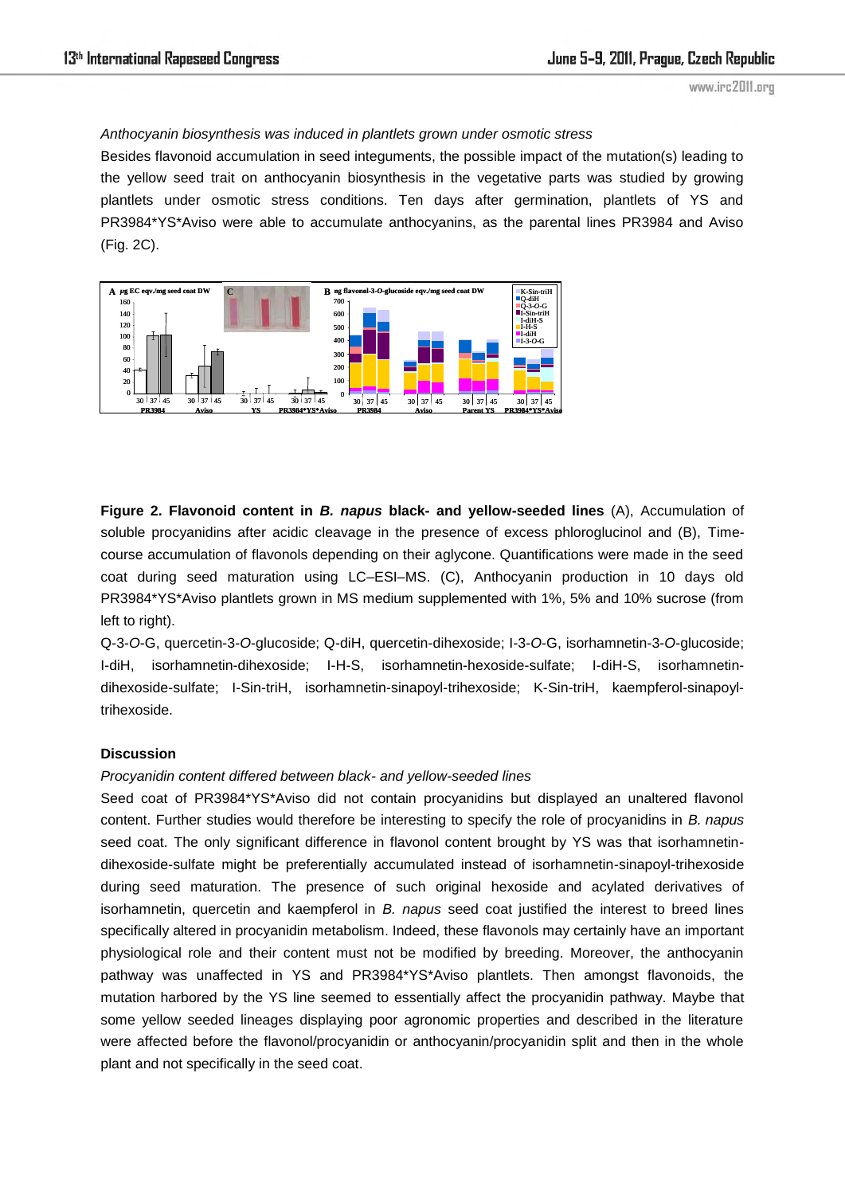*Anthocyanin biosynthesis was induced in plantlets grown under osmotic stress*

Besides flavonoid accumulation in seed teguments, the possible impact of the mutation(s) leading to the yellow seed trait on anthocyanin biosynthesis in the vegetative parts was studied by growing plantlets under osmotic stress conditions. Ten days after germination, plantlets of YS and PR3984*YS*Aviso were able to accumulate anthocyanins, as the parental lines PR3984 and Aviso (Fig. 2C).

**Figure 2. Flavonoid content in *B. napus* black- and yellow-seeded lines** (A), Accumulation of soluble procyanidins after acidic cleavage in the presence of excess phloroglucinol and (B), Time-course accumulation of flavonols depending on their aglycone. Quantifications were made in the seed coat during seed maturation using LC–ESI–MS. (C), Anthocyanin production in 10 days old PR3984*YS*Aviso plantlets grown in MS medium supplemented with 1%, 5% and 10% sucrose (from left to right).

Q-3-*O*-G, quercetin-3-*O*-glucoside; Q-diH, quercetin-dihexoside; I-3-*O*-G, isorhamnetin-3-*O*-glucoside; I-diH, isorhamnetin-dihexoside; I-H-S, isorhamnetin-hexoside-sulfate; I-diH-S, isorhamnetin-dihexoside-sulfate; I-Sin-triH, isorhamnetin-sinapoyl-trihexoside; K-Sin-triH, kaempferol-sinapoyl-trihexoside.

## Discussion

*Procyanidin content differed between black- and yellow-seeded lines*

Seed coat of PR3984*YS*Aviso did not contain procyanidins but displayed an unaltered flavonol content. Further studies would therefore be interesting to specify the role of procyanidins in *B. napus* seed coat. The only significant difference in flavonol content brought by YS was that isorhamnetin-dihexoside-sulfate might be preferentially accumulated instead of isorhamnetin-sinapoyl-trihexoside during seed maturation. The presence of such original hexoside and acylated derivatives of isorhamnetin, quercetin and kaempferol in *B. napus* seed coat justified the interest to breed lines specifically altered in procyanidin metabolism. Indeed, these flavonols may certainly have an important physiological role and their content must not be modified by breeding. Moreover, the anthocyanin pathway was unaffected in YS and PR3984*YS*Aviso plantlets. Then amongst flavonoids, the mutation harbored by the YS line seemed to essentially affect the procyanidin pathway. Maybe that some yellow seeded lineages displaying poor agronomic properties and described in the literature were affected before the flavonol/procyanidin or anthocyanin/procyanidin split and then in the whole plant and not specifically in the seed coat.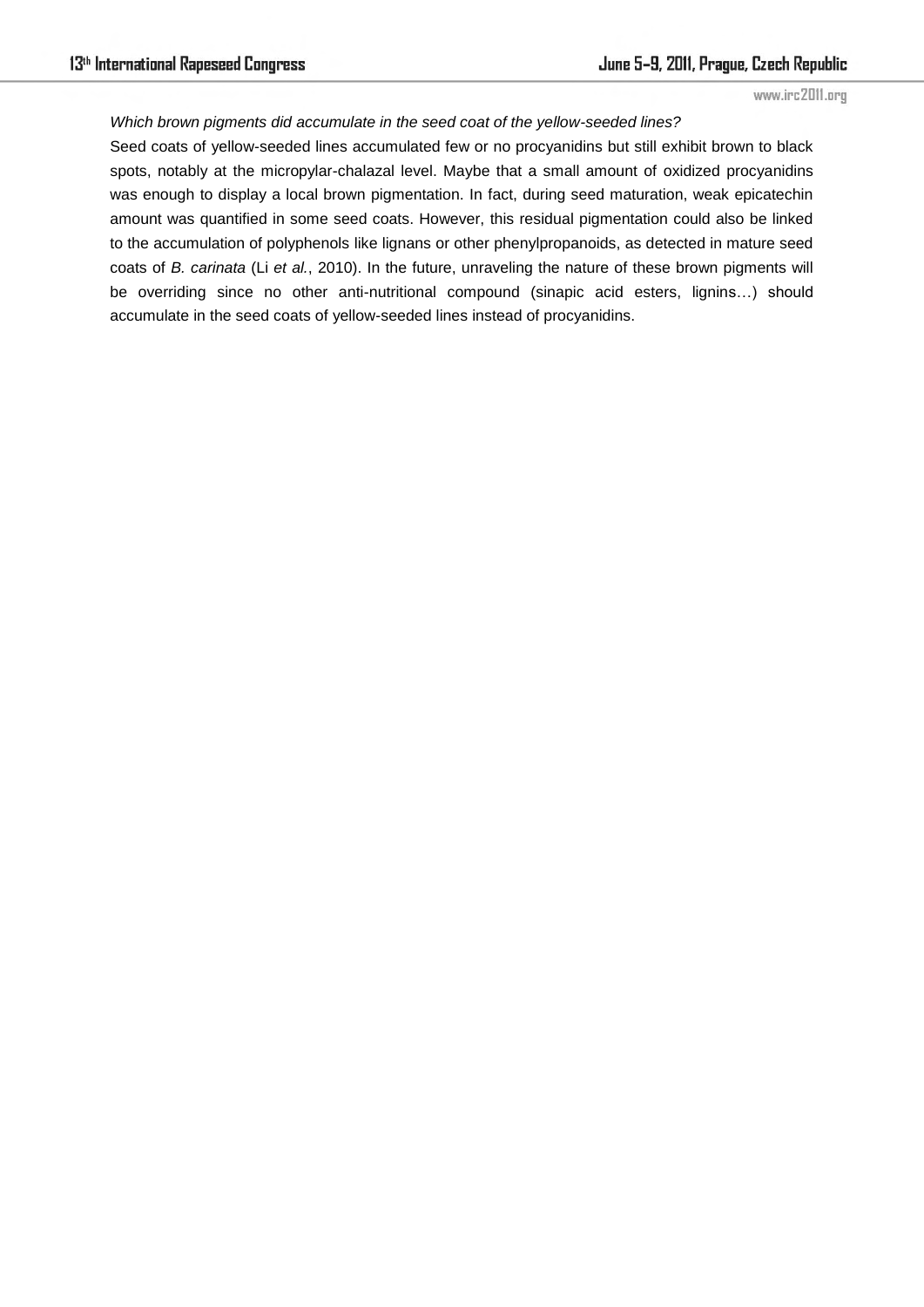*Which brown pigments did accumulate in the seed coat of the yellow-seeded lines?*

Seed coats of yellow-seeded lines accumulated few or no procyanidins but still exhibit brown to black spots, notably at the micropylar-chalazal level. Maybe that a small amount of oxidized procyanidins was enough to display a local brown pigmentation. In fact, during seed maturation, weak epicatechin amount was quantified in some seed coats. However, this residual pigmentation could also be linked to the accumulation of polyphenols like lignans or other phenylpropanoids, as detected in mature seed coats of *B. carinata* (Li *et al.*, 2010). In the future, unraveling the nature of these brown pigments will be overriding since no other anti-nutritional compound (sinapic acid esters, lignins…) should accumulate in the seed coats of yellow-seeded lines instead of procyanidins.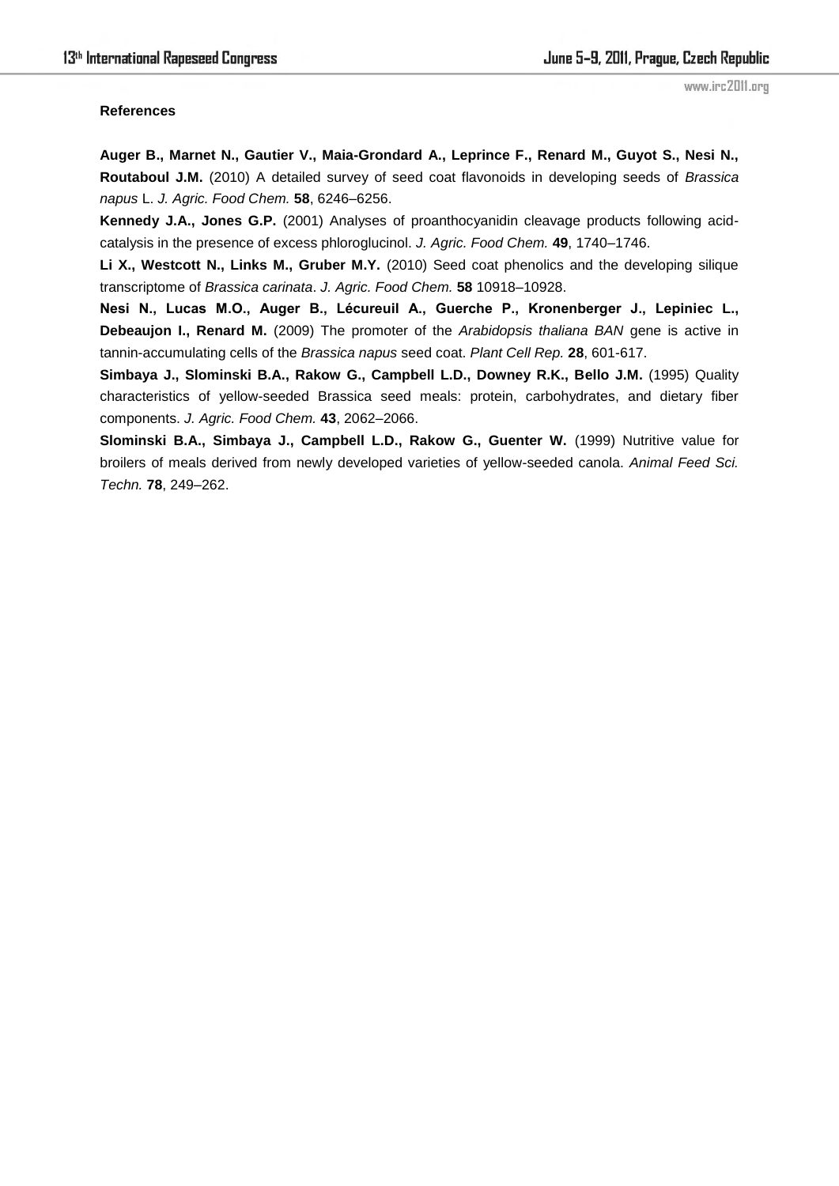### References

**Auger B., Marnet N., Gautier V., Maia-Grondard A., Leprince F., Renard M., Guyot S., Nesi N., Routaboul J.M.** (2010) A detailed survey of seed coat flavonoids in developing seeds of *Brassica napus* L. *J. Agric. Food Chem.* **58**, 6246–6256.

**Kennedy J.A., Jones G.P.** (2001) Analyses of proanthocyanidin cleavage products following acid-catalysis in the presence of excess phloroglucinol. *J. Agric. Food Chem.* **49**, 1740–1746.

**Li X., Westcott N., Links M., Gruber M.Y.** (2010) Seed coat phenolics and the developing silique transcriptome of *Brassica carinata*. *J. Agric. Food Chem.* **58** 10918–10928.

**Nesi N., Lucas M.O., Auger B., Lécureuil A., Guerche P., Kronenberger J., Lepiniec L., Debeaujon I., Renard M.** (2009) The promoter of the *Arabidopsis thaliana BAN* gene is active in tannin-accumulating cells of the *Brassica napus* seed coat. *Plant Cell Rep.* **28**, 601-617.

**Simbaya J., Slominski B.A., Rakow G., Campbell L.D., Downey R.K., Bello J.M.** (1995) Quality characteristics of yellow-seeded Brassica seed meals: protein, carbohydrates, and dietary fiber components. *J. Agric. Food Chem.* **43**, 2062–2066.

**Slominski B.A., Simbaya J., Campbell L.D., Rakow G., Guenter W.** (1999) Nutritive value for broilers of meals derived from newly developed varieties of yellow-seeded canola. *Animal Feed Sci. Techn.* **78**, 249–262.